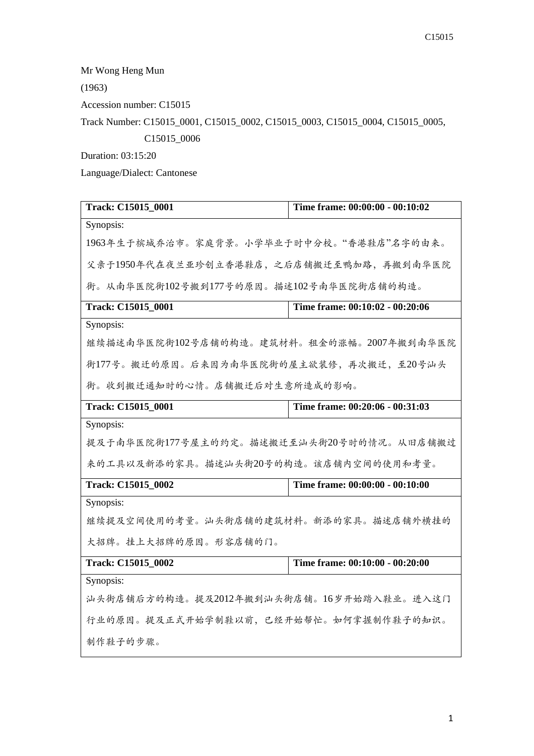Mr Wong Heng Mun

(1963)

Accession number: C15015

Track Number: C15015_0001, C15015_0002, C15015_0003, C15015_0004, C15015_0005, C15015_0006

Duration: 03:15:20

Language/Dialect: Cantonese

| Track: C15015_0001 | Time frame: 00:00:00 - 00:10:02 |
|---|---|
| Synopsis:<br>1963年生于槟城乔治市。家庭背景。小学毕业于时中分校。"香港鞋店"名字的由来。父亲于1950年代在夜兰亚珍创立香港鞋店，之后店铺搬迁至鸭加路，再搬到南华医院街。从南华医院街102号搬到177号的原因。描述102号南华医院街店铺的构造。 | |

| Track: C15015_0001 | Time frame: 00:10:02 - 00:20:06 |
|---|---|
| Synopsis:<br>继续描述南华医院街102号店铺的构造。建筑材料。租金的涨幅。2007年搬到南华医院街177号。搬迁的原因。后来因为南华医院街的屋主欲装修，再次搬迁，至20号汕头街。收到搬迁通知时的心情。店铺搬迁后对生意所造成的影响。 | |

| Track: C15015_0001 | Time frame: 00:20:06 - 00:31:03 |
|---|---|
| Synopsis:<br>提及于南华医院街177号屋主的约定。描述搬迁至汕头街20号时的情况。从旧店铺搬过来的工具以及新添的家具。描述汕头街20号的构造。该店铺内空间的使用和考量。 | |

| Track: C15015_0002 | Time frame: 00:00:00 - 00:10:00 |
|---|---|
| Synopsis:<br>继续提及空间使用的考量。汕头街店铺的建筑材料。新添的家具。描述店铺外横挂的大招牌。挂上大招牌的原因。形容店铺的门。 | |

| Track: C15015_0002 | Time frame: 00:10:00 - 00:20:00 |
|---|---|
| Synopsis:<br>汕头街店铺后方的构造。提及2012年搬到汕头街店铺。16岁开始踏入鞋业。进入这门行业的原因。提及正式开始学制鞋以前，已经开始帮忙。如何掌握制作鞋子的知识。制作鞋子的步骤。 | |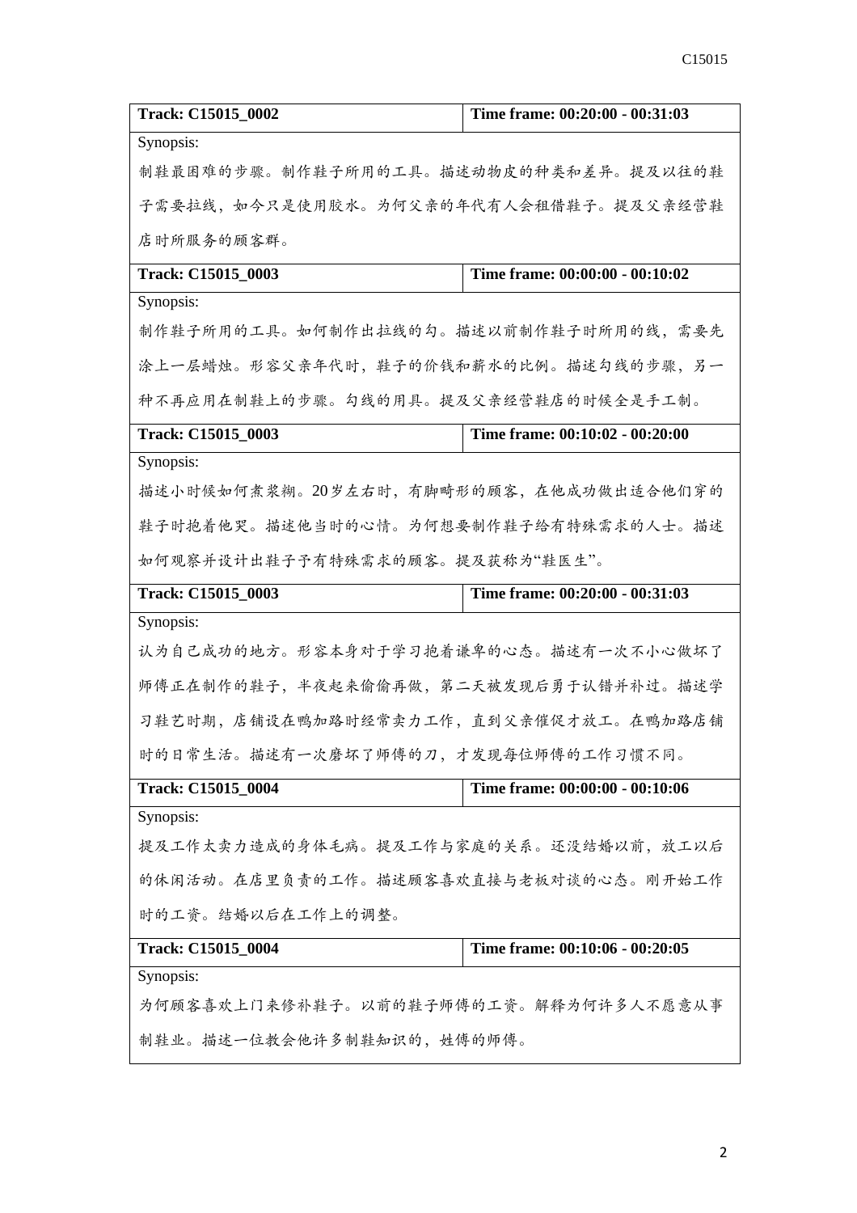| Track: C15015_0002 | Time frame: 00:20:00 - 00:31:03 |
| --- | --- |
| Synopsis: | |
| 制鞋最困难的步骤。制作鞋子所用的工具。描述动物皮的种类和差异。提及以往的鞋子需要拉线，如今只是使用胶水。为何父亲的年代有人会租借鞋子。提及父亲经营鞋店时所服务的顾客群。 | |

| Track: C15015_0003 | Time frame: 00:00:00 - 00:10:02 |
| --- | --- |
| Synopsis: | |
| 制作鞋子所用的工具。如何制作出拉线的勾。描述以前制作鞋子时所用的线，需要先涂上一层蜡烛。形容父亲年代时，鞋子的价钱和薪水的比例。描述勾线的步骤，另一种不再应用在制鞋上的步骤。勾线的用具。提及父亲经营鞋店的时候全是手工制。 | |

| Track: C15015_0003 | Time frame: 00:10:02 - 00:20:00 |
| --- | --- |
| Synopsis: | |
| 描述小时候如何煮浆糊。20岁左右时，有脚畸形的顾客，在他成功做出适合他们穿的鞋子时抱着他哭。描述他当时的心情。为何想要制作鞋子给有特殊需求的人士。描述如何观察并设计出鞋子予有特殊需求的顾客。提及获称为“鞋医生”。 | |

| Track: C15015_0003 | Time frame: 00:20:00 - 00:31:03 |
| --- | --- |
| Synopsis: | |
| 认为自己成功的地方。形容本身对于学习抱着谦卑的心态。描述有一次不小心做坏了师傅正在制作的鞋子，半夜起来偷偷再做，第二天被发现后勇于认错并补过。描述学习鞋艺时期，店铺设在鸭加路时经常卖力工作，直到父亲催促才放工。在鸭加路店铺时的日常生活。描述有一次磨坏了师傅的刀，才发现每位师傅的工作习惯不同。 | |

| Track: C15015_0004 | Time frame: 00:00:00 - 00:10:06 |
| --- | --- |
| Synopsis: | |
| 提及工作太卖力造成的身体毛病。提及工作与家庭的关系。还没结婚以前，放工以后的休闲活动。在店里负责的工作。描述顾客喜欢直接与老板对谈的心态。刚开始工作时的工资。结婚以后在工作上的调整。 | |

| Track: C15015_0004 | Time frame: 00:10:06 - 00:20:05 |
| --- | --- |
| Synopsis: | |
| 为何顾客喜欢上门来修补鞋子。以前的鞋子师傅的工资。解释为何许多人不愿意从事制鞋业。描述一位教会他许多制鞋知识的，姓傅的师傅。 | |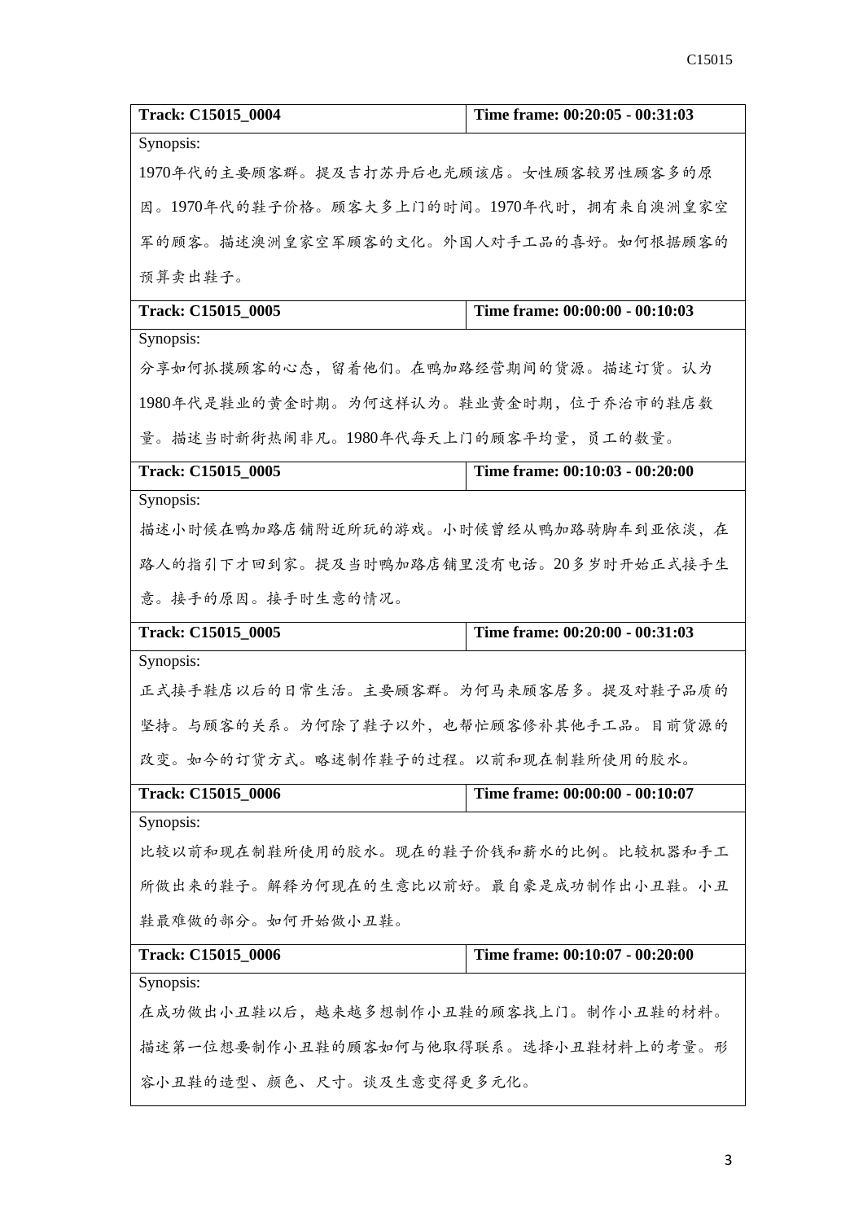| Track: C15015_0004 | Time frame: 00:20:05 - 00:31:03 |
|---|---|
| Synopsis:<br>1970年代的主要顾客群。提及吉打苏丹后也光顾该店。女性顾客较男性顾客多的原因。1970年代的鞋子价格。顾客大多上门的时间。1970年代时，拥有来自澳洲皇家空军的顾客。描述澳洲皇家空军顾客的文化。外国人对手工品的喜好。如何根据顾客的预算卖出鞋子。 | |
| **Track: C15015_0005** | **Time frame: 00:00:00 - 00:10:03** |
| Synopsis:<br>分享如何抓摸顾客的心态，留着他们。在鸭加路经营期间的货源。描述订货。认为1980年代是鞋业的黄金时期。为何这样认为。鞋业黄金时期，位于乔治市的鞋店数量。描述当时新街热闹非凡。1980年代每天上门的顾客平均量，员工的数量。 | |
| **Track: C15015_0005** | **Time frame: 00:10:03 - 00:20:00** |
| Synopsis:<br>描述小时候在鸭加路店铺附近所玩的游戏。小时候曾经从鸭加路骑脚车到亚依淡，在路人的指引下才回到家。提及当时鸭加路店铺里没有电话。20多岁时开始正式接手生意。接手的原因。接手时生意的情况。 | |
| **Track: C15015_0005** | **Time frame: 00:20:00 - 00:31:03** |
| Synopsis:<br>正式接手鞋店以后的日常生活。主要顾客群。为何马来顾客居多。提及对鞋子品质的坚持。与顾客的关系。为何除了鞋子以外，也帮忙顾客修补其他手工品。目前货源的改变。如今的订货方式。略述制作鞋子的过程。以前和现在制鞋所使用的胶水。 | |
| **Track: C15015_0006** | **Time frame: 00:00:00 - 00:10:07** |
| Synopsis:<br>比较以前和现在制鞋所使用的胶水。现在的鞋子价钱和薪水的比例。比较机器和手工所做出来的鞋子。解释为何现在的生意比以前好。最自豪是成功制作出小丑鞋。小丑鞋最难做的部分。如何开始做小丑鞋。 | |
| **Track: C15015_0006** | **Time frame: 00:10:07 - 00:20:00** |
| Synopsis:<br>在成功做出小丑鞋以后，越来越多想制作小丑鞋的顾客找上门。制作小丑鞋的材料。描述第一位想要制作小丑鞋的顾客如何与他取得联系。选择小丑鞋材料上的考量。形容小丑鞋的造型、颜色、尺寸。谈及生意变得更多元化。 | |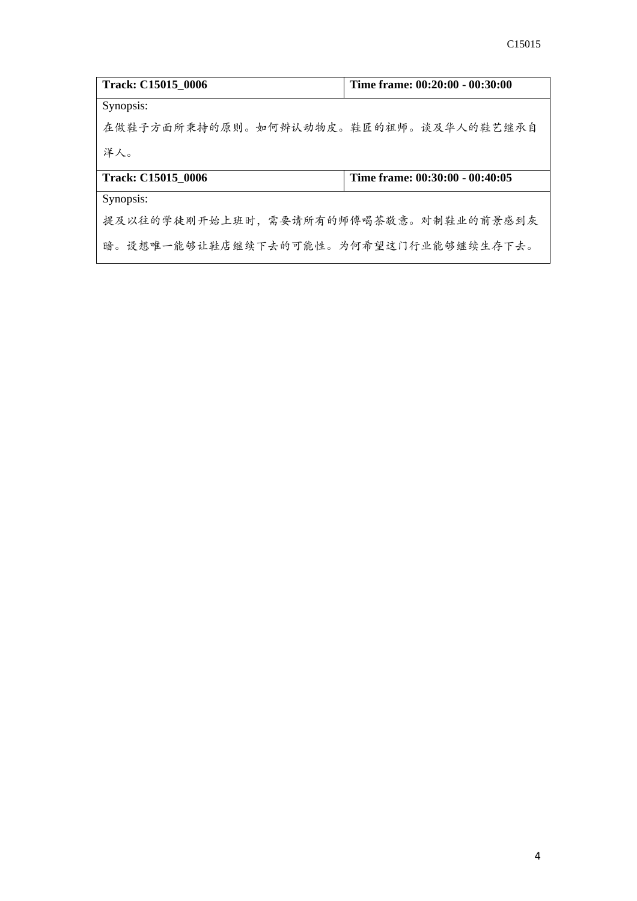| Track: C15015_0006 | Time frame: 00:20:00 - 00:30:00 |
|---|---|
| Synopsis:<br>在做鞋子方面所秉持的原则。如何辨认动物皮。鞋匠的祖师。谈及华人的鞋艺继承自洋人。 | |

| Track: C15015_0006 | Time frame: 00:30:00 - 00:40:05 |
|---|---|
| Synopsis:<br>提及以往的学徒刚开始上班时，需要请所有的师傅喝茶敬意。对制鞋业的前景感到灰暗。设想唯一能够让鞋店继续下去的可能性。为何希望这门行业能够继续生存下去。 | |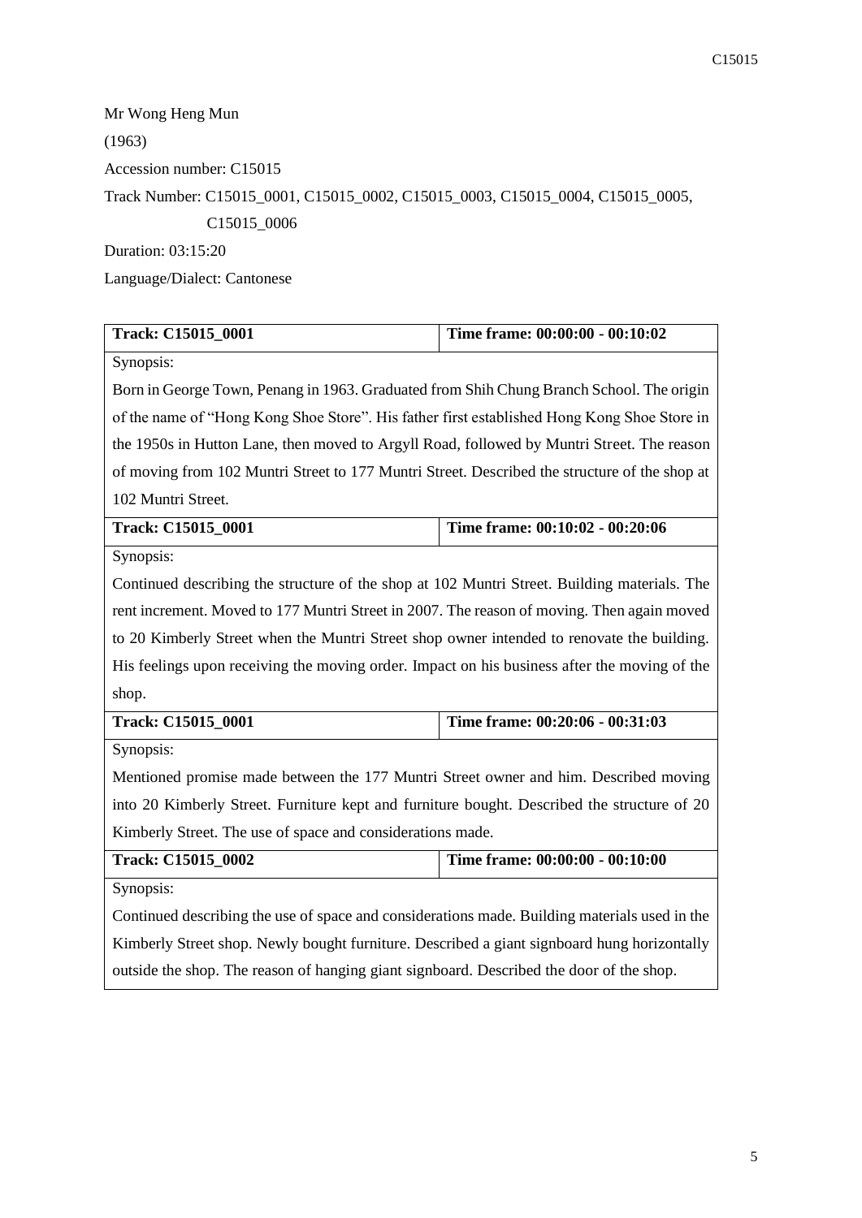Mr Wong Heng Mun

(1963)

Accession number: C15015

Track Number: C15015_0001, C15015_0002, C15015_0003, C15015_0004, C15015_0005, C15015_0006

Duration: 03:15:20

Language/Dialect: Cantonese

| **Track: C15015_0001** | **Time frame: 00:00:00 - 00:10:02** |
|---|---|
| Synopsis:<br>Born in George Town, Penang in 1963. Graduated from Shih Chung Branch School. The origin of the name of "Hong Kong Shoe Store". His father first established Hong Kong Shoe Store in the 1950s in Hutton Lane, then moved to Argyll Road, followed by Muntri Street. The reason of moving from 102 Muntri Street to 177 Muntri Street. Described the structure of the shop at 102 Muntri Street. | |
| **Track: C15015_0001** | **Time frame: 00:10:02 - 00:20:06** |
| Synopsis:<br>Continued describing the structure of the shop at 102 Muntri Street. Building materials. The rent increment. Moved to 177 Muntri Street in 2007. The reason of moving. Then again moved to 20 Kimberly Street when the Muntri Street shop owner intended to renovate the building. His feelings upon receiving the moving order. Impact on his business after the moving of the shop. | |
| **Track: C15015_0001** | **Time frame: 00:20:06 - 00:31:03** |
| Synopsis:<br>Mentioned promise made between the 177 Muntri Street owner and him. Described moving into 20 Kimberly Street. Furniture kept and furniture bought. Described the structure of 20 Kimberly Street. The use of space and considerations made. | |
| **Track: C15015_0002** | **Time frame: 00:00:00 - 00:10:00** |
| Synopsis:<br>Continued describing the use of space and considerations made. Building materials used in the Kimberly Street shop. Newly bought furniture. Described a giant signboard hung horizontally outside the shop. The reason of hanging giant signboard. Described the door of the shop. | |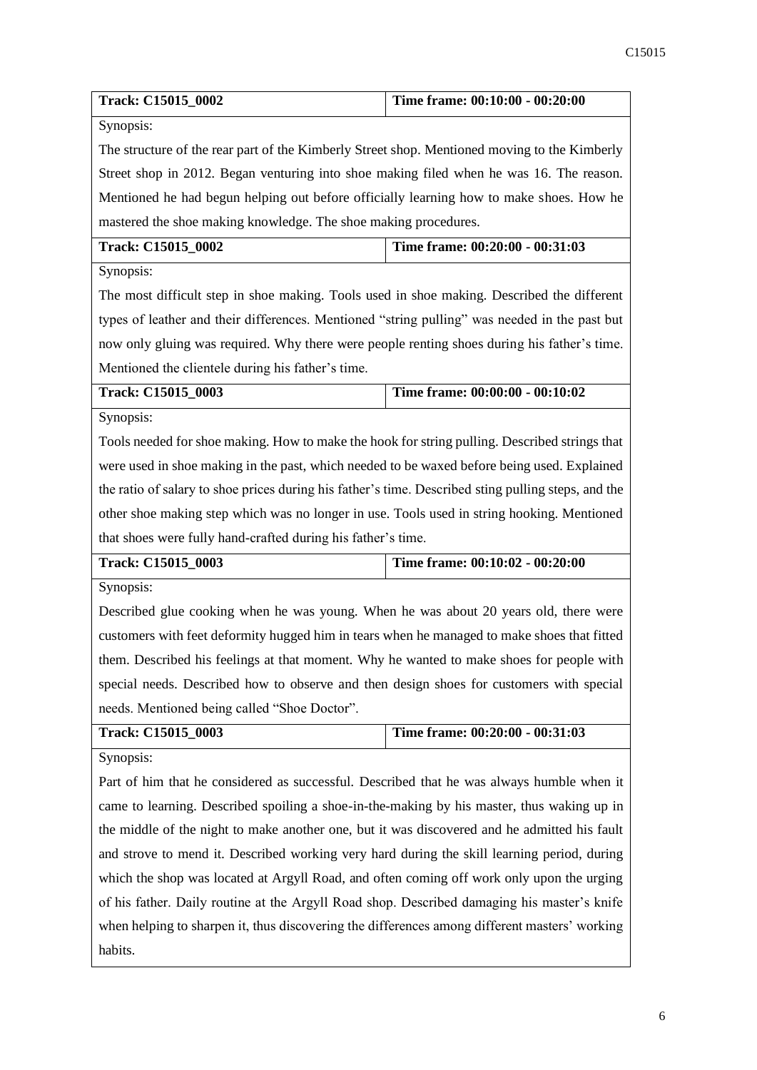| **Track: C15015_0002** | **Time frame: 00:10:00 - 00:20:00** |
|---|---|
| Synopsis: The structure of the rear part of the Kimberly Street shop. Mentioned moving to the Kimberly Street shop in 2012. Began venturing into shoe making filed when he was 16. The reason. Mentioned he had begun helping out before officially learning how to make shoes. How he mastered the shoe making knowledge. The shoe making procedures. | |
| **Track: C15015_0002** | **Time frame: 00:20:00 - 00:31:03** |
| Synopsis: The most difficult step in shoe making. Tools used in shoe making. Described the different types of leather and their differences. Mentioned "string pulling" was needed in the past but now only gluing was required. Why there were people renting shoes during his father's time. Mentioned the clientele during his father's time. | |
| **Track: C15015_0003** | **Time frame: 00:00:00 - 00:10:02** |
| Synopsis: Tools needed for shoe making. How to make the hook for string pulling. Described strings that were used in shoe making in the past, which needed to be waxed before being used. Explained the ratio of salary to shoe prices during his father's time. Described sting pulling steps, and the other shoe making step which was no longer in use. Tools used in string hooking. Mentioned that shoes were fully hand-crafted during his father's time. | |
| **Track: C15015_0003** | **Time frame: 00:10:02 - 00:20:00** |
| Synopsis: Described glue cooking when he was young. When he was about 20 years old, there were customers with feet deformity hugged him in tears when he managed to make shoes that fitted them. Described his feelings at that moment. Why he wanted to make shoes for people with special needs. Described how to observe and then design shoes for customers with special needs. Mentioned being called "Shoe Doctor". | |
| **Track: C15015_0003** | **Time frame: 00:20:00 - 00:31:03** |
| Synopsis: Part of him that he considered as successful. Described that he was always humble when it came to learning. Described spoiling a shoe-in-the-making by his master, thus waking up in the middle of the night to make another one, but it was discovered and he admitted his fault and strove to mend it. Described working very hard during the skill learning period, during which the shop was located at Argyll Road, and often coming off work only upon the urging of his father. Daily routine at the Argyll Road shop. Described damaging his master's knife when helping to sharpen it, thus discovering the differences among different masters' working habits. | |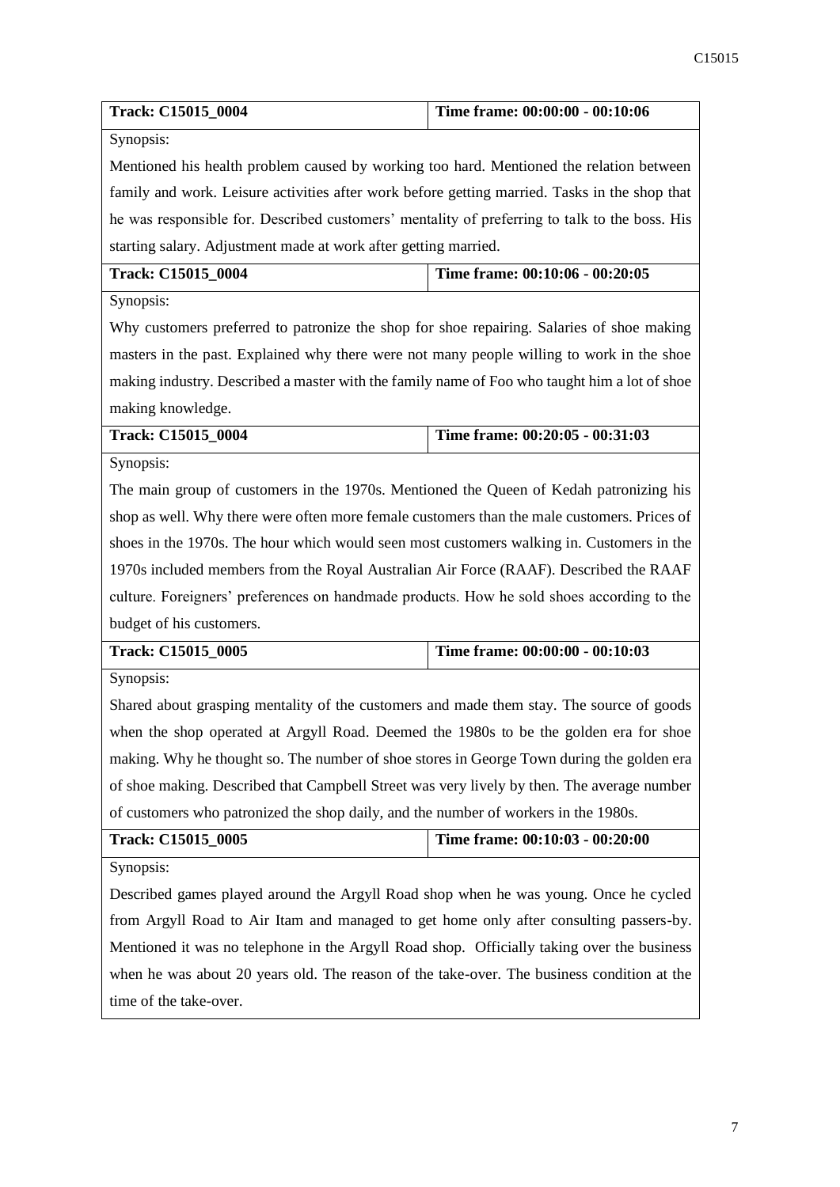| **Track: C15015_0004** | **Time frame: 00:00:00 - 00:10:06** |
|---|---|
| Synopsis: | |
| Mentioned his health problem caused by working too hard. Mentioned the relation between family and work. Leisure activities after work before getting married. Tasks in the shop that he was responsible for. Described customers' mentality of preferring to talk to the boss. His starting salary. Adjustment made at work after getting married. | |
| **Track: C15015_0004** | **Time frame: 00:10:06 - 00:20:05** |
| Synopsis: | |
| Why customers preferred to patronize the shop for shoe repairing. Salaries of shoe making masters in the past. Explained why there were not many people willing to work in the shoe making industry. Described a master with the family name of Foo who taught him a lot of shoe making knowledge. | |
| **Track: C15015_0004** | **Time frame: 00:20:05 - 00:31:03** |
| Synopsis: | |
| The main group of customers in the 1970s. Mentioned the Queen of Kedah patronizing his shop as well. Why there were often more female customers than the male customers. Prices of shoes in the 1970s. The hour which would seen most customers walking in. Customers in the 1970s included members from the Royal Australian Air Force (RAAF). Described the RAAF culture. Foreigners' preferences on handmade products. How he sold shoes according to the budget of his customers. | |
| **Track: C15015_0005** | **Time frame: 00:00:00 - 00:10:03** |
| Synopsis: | |
| Shared about grasping mentality of the customers and made them stay. The source of goods when the shop operated at Argyll Road. Deemed the 1980s to be the golden era for shoe making. Why he thought so. The number of shoe stores in George Town during the golden era of shoe making. Described that Campbell Street was very lively by then. The average number of customers who patronized the shop daily, and the number of workers in the 1980s. | |
| **Track: C15015_0005** | **Time frame: 00:10:03 - 00:20:00** |
| Synopsis: | |
| Described games played around the Argyll Road shop when he was young. Once he cycled from Argyll Road to Air Itam and managed to get home only after consulting passers-by. Mentioned it was no telephone in the Argyll Road shop. Officially taking over the business when he was about 20 years old. The reason of the take-over. The business condition at the time of the take-over. | |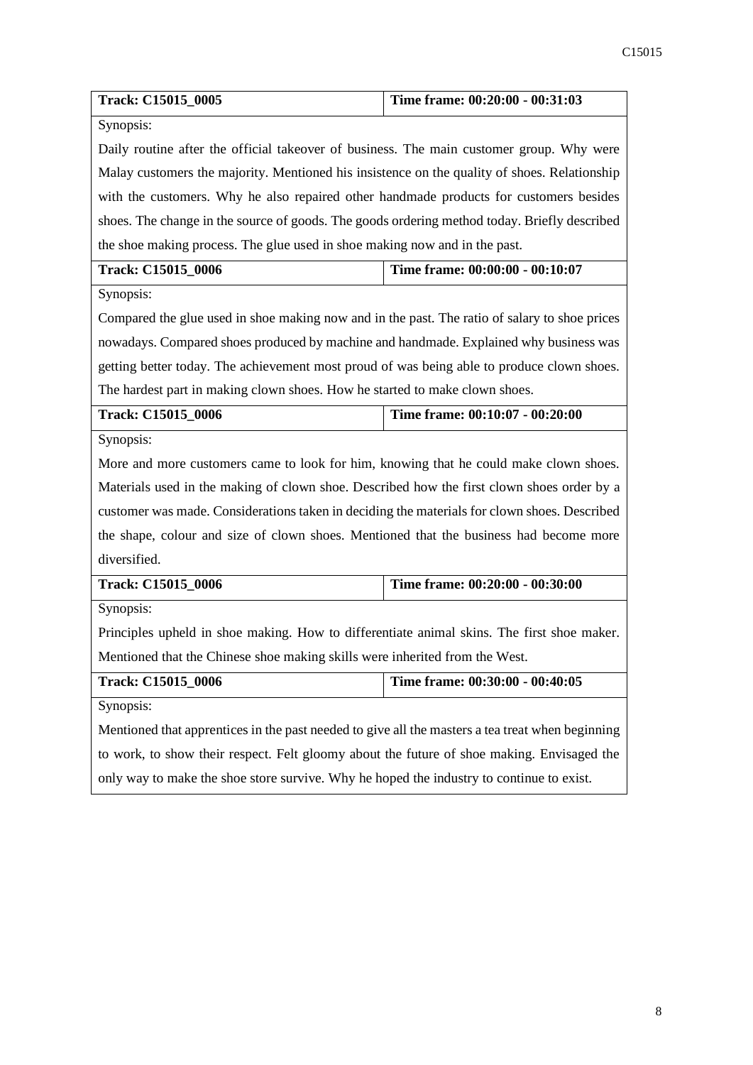| Track: C15015_0005 | Time frame: 00:20:00 - 00:31:03 |
|---|---|
| Synopsis: | |
| Daily routine after the official takeover of business. The main customer group. Why were Malay customers the majority. Mentioned his insistence on the quality of shoes. Relationship with the customers. Why he also repaired other handmade products for customers besides shoes. The change in the source of goods. The goods ordering method today. Briefly described the shoe making process. The glue used in shoe making now and in the past. | |
| **Track: C15015_0006** | **Time frame: 00:00:00 - 00:10:07** |
| Synopsis: | |
| Compared the glue used in shoe making now and in the past. The ratio of salary to shoe prices nowadays. Compared shoes produced by machine and handmade. Explained why business was getting better today. The achievement most proud of was being able to produce clown shoes. The hardest part in making clown shoes. How he started to make clown shoes. | |
| **Track: C15015_0006** | **Time frame: 00:10:07 - 00:20:00** |
| Synopsis: | |
| More and more customers came to look for him, knowing that he could make clown shoes. Materials used in the making of clown shoe. Described how the first clown shoes order by a customer was made. Considerations taken in deciding the materials for clown shoes. Described the shape, colour and size of clown shoes. Mentioned that the business had become more diversified. | |
| **Track: C15015_0006** | **Time frame: 00:20:00 - 00:30:00** |
| Synopsis: | |
| Principles upheld in shoe making. How to differentiate animal skins. The first shoe maker. Mentioned that the Chinese shoe making skills were inherited from the West. | |
| **Track: C15015_0006** | **Time frame: 00:30:00 - 00:40:05** |
| Synopsis: | |
| Mentioned that apprentices in the past needed to give all the masters a tea treat when beginning to work, to show their respect. Felt gloomy about the future of shoe making. Envisaged the only way to make the shoe store survive. Why he hoped the industry to continue to exist. | |